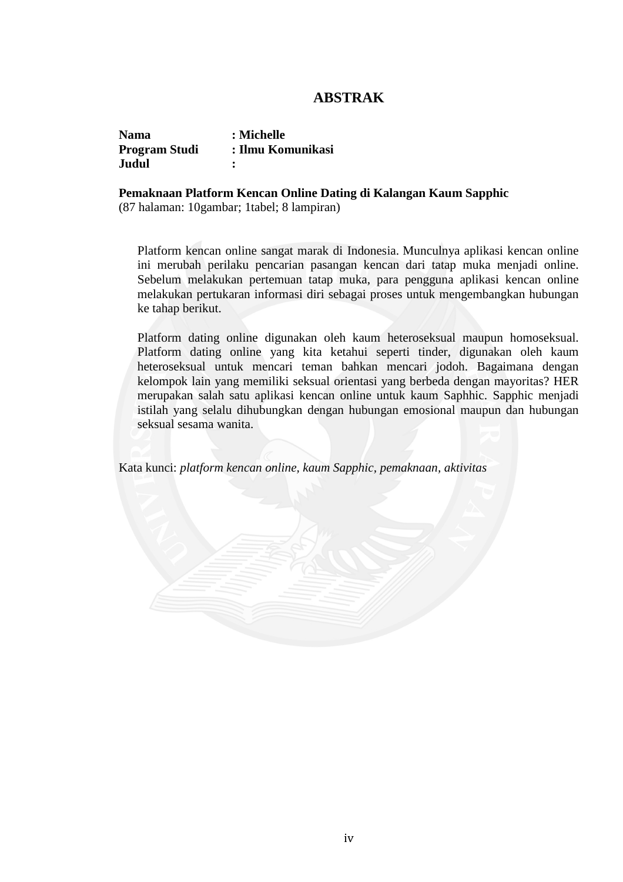# ABSTRAK

**Nama** : **Michelle**
**Program Studi** : **Ilmu Komunikasi**
**Judul** :

**Pemaknaan Platform Kencan Online Dating di Kalangan Kaum Sapphic**
(87 halaman: 10gambar; 1tabel; 8 lampiran)

Platform kencan online sangat marak di Indonesia. Munculnya aplikasi kencan online ini merubah perilaku pencarian pasangan kencan dari tatap muka menjadi online. Sebelum melakukan pertemuan tatap muka, para pengguna aplikasi kencan online melakukan pertukaran informasi diri sebagai proses untuk mengembangkan hubungan ke tahap berikut.

Platform dating online digunakan oleh kaum heteroseksual maupun homoseksual. Platform dating online yang kita ketahui seperti tinder, digunakan oleh kaum heteroseksual untuk mencari teman bahkan mencari jodoh. Bagaimana dengan kelompok lain yang memiliki seksual orientasi yang berbeda dengan mayoritas? HER merupakan salah satu aplikasi kencan online untuk kaum Saphhic. Sapphic menjadi istilah yang selalu dihubungkan dengan hubungan emosional maupun dan hubungan seksual sesama wanita.

Kata kunci: *platform kencan online, kaum Sapphic, pemaknaan, aktivitas*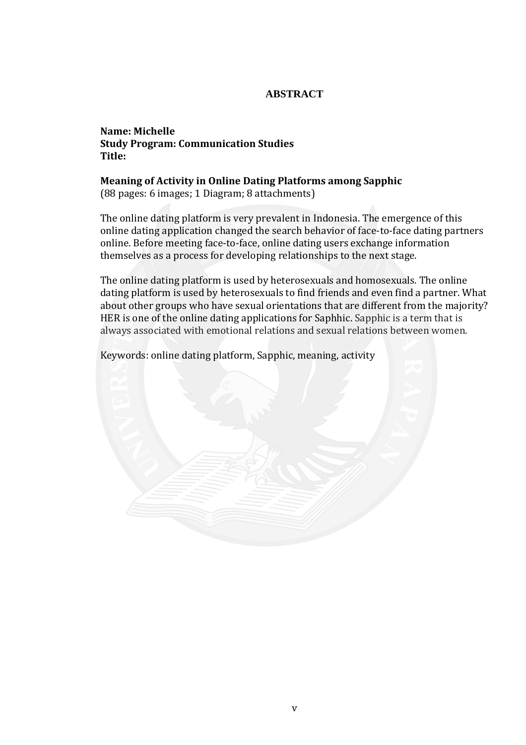# ABSTRACT

**Name: Michelle**
**Study Program: Communication Studies**
**Title:**

**Meaning of Activity in Online Dating Platforms among Sapphic**
(88 pages: 6 images; 1 Diagram; 8 attachments)

The online dating platform is very prevalent in Indonesia. The emergence of this online dating application changed the search behavior of face-to-face dating partners online. Before meeting face-to-face, online dating users exchange information themselves as a process for developing relationships to the next stage.

The online dating platform is used by heterosexuals and homosexuals. The online dating platform is used by heterosexuals to find friends and even find a partner. What about other groups who have sexual orientations that are different from the majority? HER is one of the online dating applications for Saphhic. Sapphic is a term that is always associated with emotional relations and sexual relations between women.

Keywords: online dating platform, Sapphic, meaning, activity